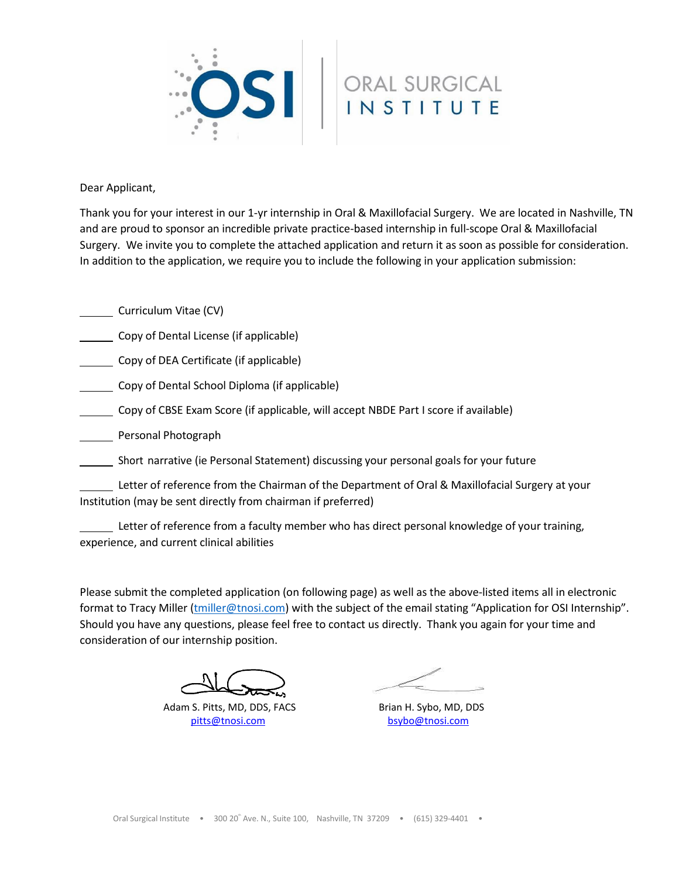OSI | ORAL SURGICAL INSTITUTE

Dear Applicant,

Thank you for your interest in our 1-yr internship in Oral & Maxillofacial Surgery. We are located in Nashville, TN and are proud to sponsor an incredible private practice-based internship in full-scope Oral & Maxillofacial Surgery. We invite you to complete the attached application and return it as soon as possible for consideration. In addition to the application, we require you to include the following in your application submission:

______ Curriculum Vitae (CV)

______ Copy of Dental License (if applicable)

______ Copy of DEA Certificate (if applicable)

______ Copy of Dental School Diploma (if applicable)

______ Copy of CBSE Exam Score (if applicable, will accept NBDE Part I score if available)

______ Personal Photograph

______ Short narrative (ie Personal Statement) discussing your personal goals for your future

______ Letter of reference from the Chairman of the Department of Oral & Maxillofacial Surgery at your Institution (may be sent directly from chairman if preferred)

______ Letter of reference from a faculty member who has direct personal knowledge of your training, experience, and current clinical abilities

Please submit the completed application (on following page) as well as the above-listed items all in electronic format to Tracy Miller (tmiller@tnosi.com) with the subject of the email stating "Application for OSI Internship". Should you have any questions, please feel free to contact us directly. Thank you again for your time and consideration of our internship position.

Adam S. Pitts, MD, DDS, FACS
pitts@tnosi.com

Brian H. Sybo, MD, DDS
bsybo@tnosi.com

Oral Surgical Institute • 300 20th Ave. N., Suite 100, Nashville, TN 37209 • (615) 329-4401 •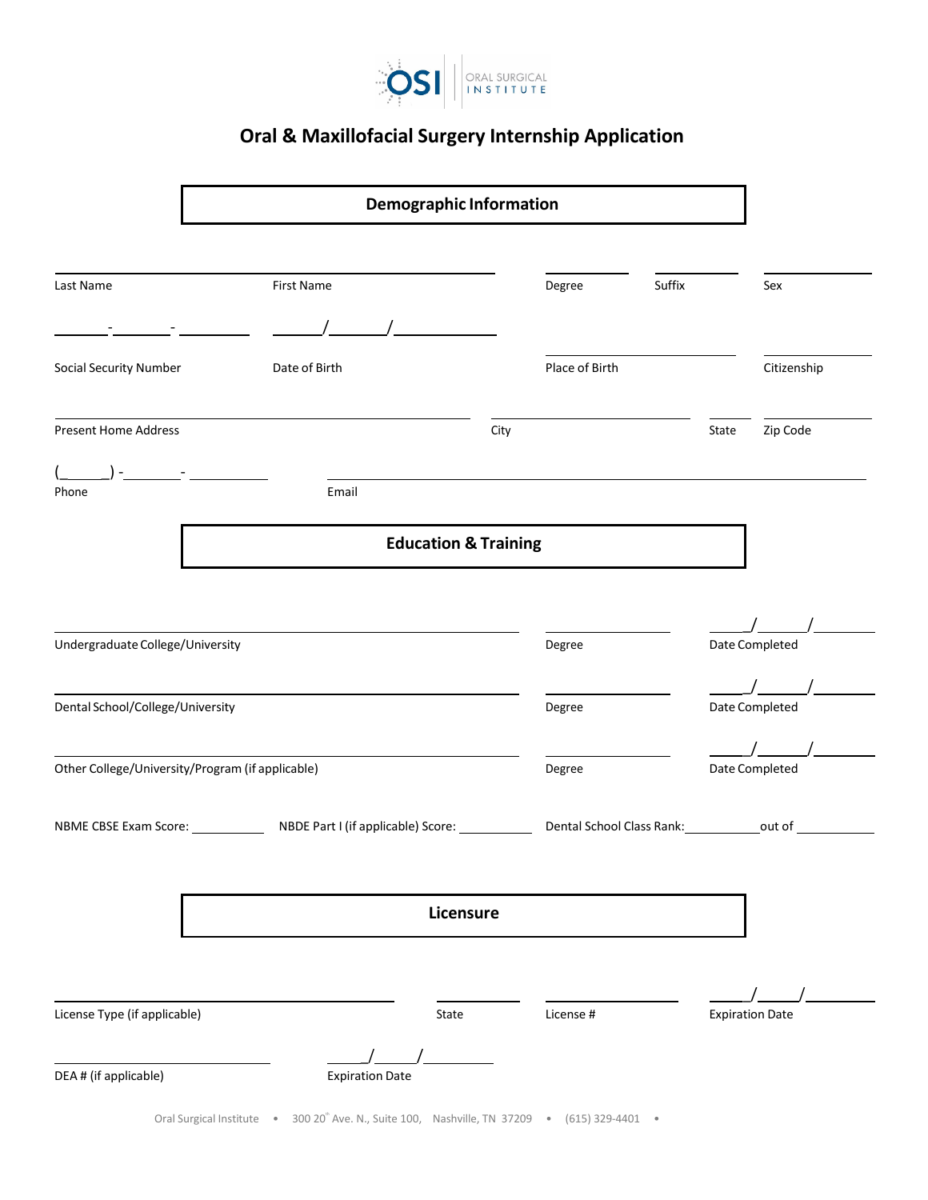OSI | ORAL SURGICAL INSTITUTE

# Oral & Maxillofacial Surgery Internship Application

## Demographic Information

Last Name ______ First Name ______ Degree ______ Suffix ______ Sex ______

Social Security Number ____-____-____ Date of Birth ____/____/____ Place of Birth ______ Citizenship ______

Present Home Address ______ City ______ State ______ Zip Code ______

Phone (____) - ____ - ____ Email ______

## Education & Training

Undergraduate College/University ______ Degree ______ Date Completed ____/____/____

Dental School/College/University ______ Degree ______ Date Completed ____/____/____

Other College/University/Program (if applicable) ______ Degree ______ Date Completed ____/____/____

NBME CBSE Exam Score: ______ NBDE Part I (if applicable) Score: ______ Dental School Class Rank: ______ out of ______

## Licensure

License Type (if applicable) ______ State ______ License # ______ Expiration Date ____/____/____

DEA # (if applicable) ______ Expiration Date ____/____/____

Oral Surgical Institute • 300 20th Ave. N., Suite 100, Nashville, TN 37209 • (615) 329-4401 •